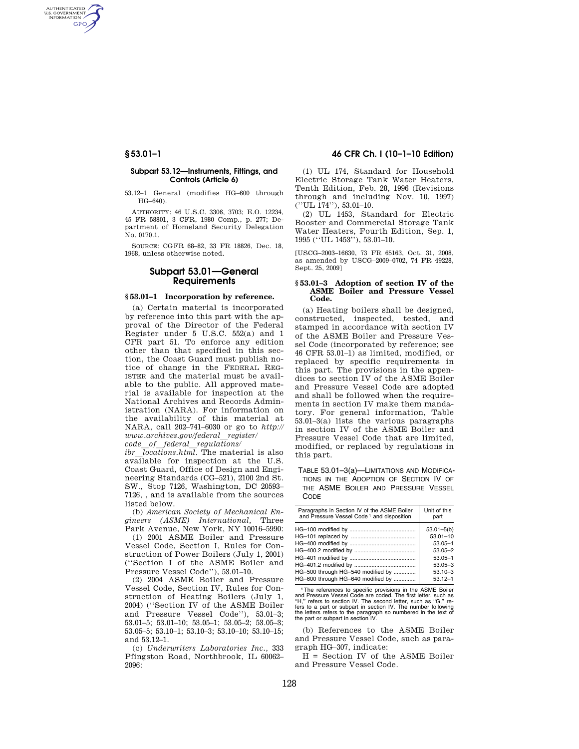**Subpart 53.12—Instruments, Fittings, and Controls (Article 6)**

53.12–1 General (modifies HG–600 through HG–640).

AUTHORITY: 46 U.S.C. 3306, 3703; E.O. 12234, 45 FR 58801, 3 CFR, 1980 Comp., p. 277; Department of Homeland Security Delegation No. 0170.1.

SOURCE: CGFR 68–82, 33 FR 18826, Dec. 18, 1968, unless otherwise noted.

## Subpart 53.01—General Requirements

### § 53.01–1 Incorporation by reference.

(a) Certain material is incorporated by reference into this part with the approval of the Director of the Federal Register under 5 U.S.C. 552(a) and 1 CFR part 51. To enforce any edition other than that specified in this section, the Coast Guard must publish notice of change in the FEDERAL REGISTER and the material must be available to the public. All approved material is available for inspection at the National Archives and Records Administration (NARA). For information on the availability of this material at NARA, call 202–741–6030 or go to *http://www.archives.gov/federal_register/code_of_federal_regulations/ibr_locations.html*. The material is also available for inspection at the U.S. Coast Guard, Office of Design and Engineering Standards (CG–521), 2100 2nd St. SW., Stop 7126, Washington, DC 20593–7126, , and is available from the sources listed below.

(b) *American Society of Mechanical Engineers (ASME) International*, Three Park Avenue, New York, NY 10016–5990:

(1) 2001 ASME Boiler and Pressure Vessel Code, Section I, Rules for Construction of Power Boilers (July 1, 2001) (''Section I of the ASME Boiler and Pressure Vessel Code''), 53.01–10.

(2) 2004 ASME Boiler and Pressure Vessel Code, Section IV, Rules for Construction of Heating Boilers (July 1, 2004) (''Section IV of the ASME Boiler and Pressure Vessel Code''), 53.01–3; 53.01–5; 53.01–10; 53.05–1; 53.05–2; 53.05–3; 53.05–5; 53.10–1; 53.10–3; 53.10–10; 53.10–15; and 53.12–1.

(c) *Underwriters Laboratories Inc.*, 333 Pfingston Road, Northbrook, IL 60062–2096:

(1) UL 174, Standard for Household Electric Storage Tank Water Heaters, Tenth Edition, Feb. 28, 1996 (Revisions through and including Nov. 10, 1997) (''UL 174''), 53.01–10.

(2) UL 1453, Standard for Electric Booster and Commercial Storage Tank Water Heaters, Fourth Edition, Sep. 1, 1995 (''UL 1453''), 53.01–10.

[USCG–2003–16630, 73 FR 65163, Oct. 31, 2008, as amended by USCG–2009–0702, 74 FR 49228, Sept. 25, 2009]

### § 53.01–3 Adoption of section IV of the ASME Boiler and Pressure Vessel Code.

(a) Heating boilers shall be designed, constructed, inspected, tested, and stamped in accordance with section IV of the ASME Boiler and Pressure Vessel Code (incorporated by reference; see 46 CFR 53.01–1) as limited, modified, or replaced by specific requirements in this part. The provisions in the appendices to section IV of the ASME Boiler and Pressure Vessel Code are adopted and shall be followed when the requirements in section IV make them mandatory. For general information, Table 53.01–3(a) lists the various paragraphs in section IV of the ASME Boiler and Pressure Vessel Code that are limited, modified, or replaced by regulations in this part.

TABLE 53.01–3(a)—LIMITATIONS AND MODIFICATIONS IN THE ADOPTION OF SECTION IV OF THE ASME BOILER AND PRESSURE VESSEL CODE

| Paragraphs in Section IV of the ASME Boiler and Pressure Vessel Code [1] and disposition | Unit of this part |
|---|---|
| HG–100 modified by | 53.01–5(b) |
| HG–101 replaced by | 53.01–10 |
| HG–400 modified by | 53.05–1 |
| HG–400.2 modified by | 53.05–2 |
| HG–401 modified by | 53.05–1 |
| HG–401.2 modified by | 53.05–3 |
| HG–500 through HG–540 modified by | 53.10–3 |
| HG–600 through HG–640 modified by | 53.12–1 |

[1] The references to specific provisions in the ASME Boiler and Pressure Vessel Code are coded. The first letter, such as ''H,'' refers to section IV. The second letter, such as ''G,'' refers to a part or subpart in section IV. The number following the letters refers to the paragraph so numbered in the text of the part or subpart in section IV.

(b) References to the ASME Boiler and Pressure Vessel Code, such as paragraph HG–307, indicate:

H = Section IV of the ASME Boiler and Pressure Vessel Code.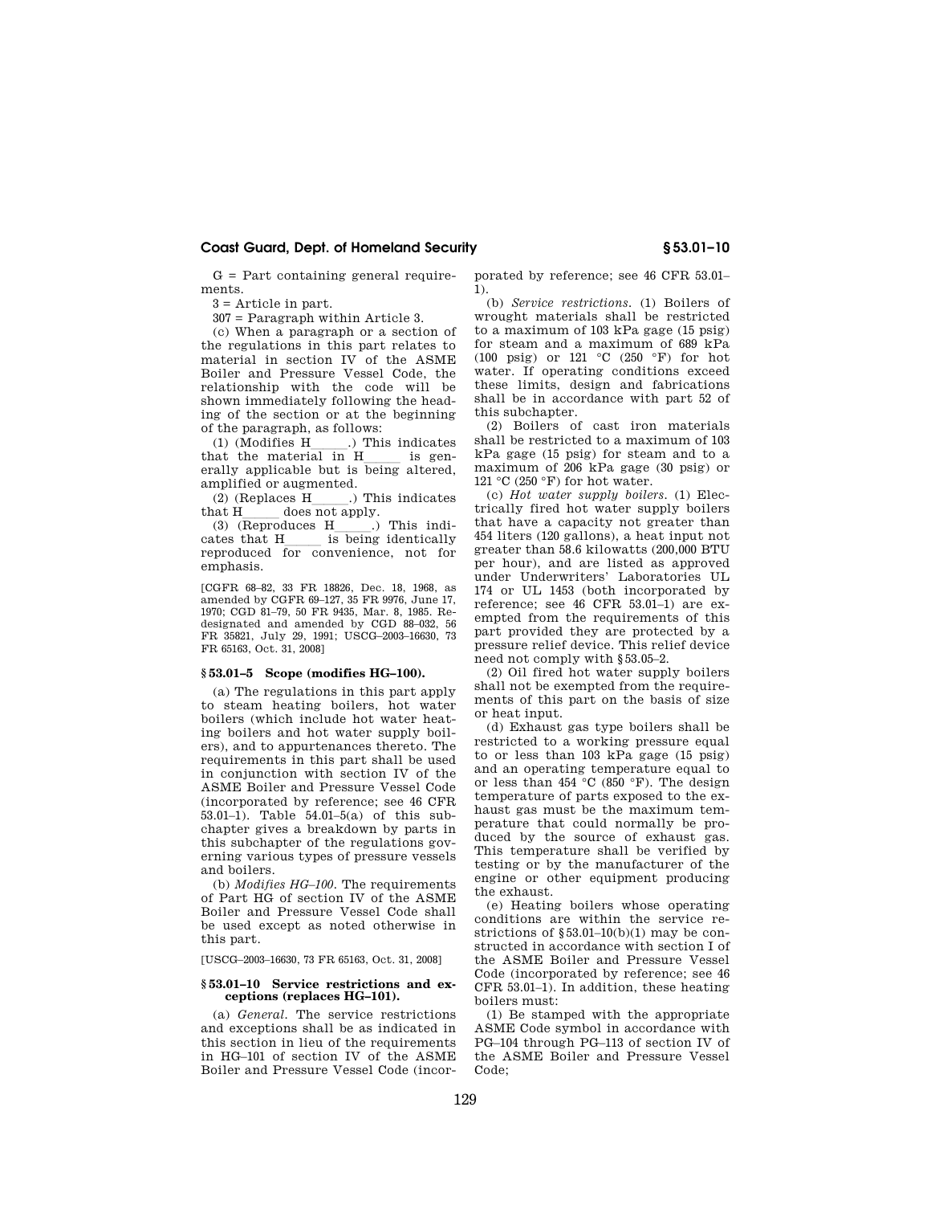G = Part containing general requirements.

3 = Article in part.

307 = Paragraph within Article 3.

(c) When a paragraph or a section of the regulations in this part relates to material in section IV of the ASME Boiler and Pressure Vessel Code, the relationship with the code will be shown immediately following the heading of the section or at the beginning of the paragraph, as follows:

(1) (Modifies H_____.) This indicates that the material in H_____ is generally applicable but is being altered, amplified or augmented.

(2) (Replaces H_____.) This indicates that H_____ does not apply.

(3) (Reproduces H_____.) This indicates that H_____ is being identically reproduced for convenience, not for emphasis.

[CGFR 68–82, 33 FR 18826, Dec. 18, 1968, as amended by CGFR 69–127, 35 FR 9976, June 17, 1970; CGD 81–79, 50 FR 9435, Mar. 8, 1985. Redesignated and amended by CGD 88–032, 56 FR 35821, July 29, 1991; USCG–2003–16630, 73 FR 65163, Oct. 31, 2008]

### § 53.01–5 Scope (modifies HG–100).

(a) The regulations in this part apply to steam heating boilers, hot water boilers (which include hot water heating boilers and hot water supply boilers), and to appurtenances thereto. The requirements in this part shall be used in conjunction with section IV of the ASME Boiler and Pressure Vessel Code (incorporated by reference; see 46 CFR 53.01–1). Table 54.01–5(a) of this subchapter gives a breakdown by parts in this subchapter of the regulations governing various types of pressure vessels and boilers.

(b) *Modifies HG–100.* The requirements of Part HG of section IV of the ASME Boiler and Pressure Vessel Code shall be used except as noted otherwise in this part.

[USCG–2003–16630, 73 FR 65163, Oct. 31, 2008]

### § 53.01–10 Service restrictions and exceptions (replaces HG–101).

(a) *General.* The service restrictions and exceptions shall be as indicated in this section in lieu of the requirements in HG–101 of section IV of the ASME Boiler and Pressure Vessel Code (incorporated by reference; see 46 CFR 53.01–1).

(b) *Service restrictions.* (1) Boilers of wrought materials shall be restricted to a maximum of 103 kPa gage (15 psig) for steam and a maximum of 689 kPa (100 psig) or 121 °C (250 °F) for hot water. If operating conditions exceed these limits, design and fabrications shall be in accordance with part 52 of this subchapter.

(2) Boilers of cast iron materials shall be restricted to a maximum of 103 kPa gage (15 psig) for steam and to a maximum of 206 kPa gage (30 psig) or 121 °C (250 °F) for hot water.

(c) *Hot water supply boilers.* (1) Electrically fired hot water supply boilers that have a capacity not greater than 454 liters (120 gallons), a heat input not greater than 58.6 kilowatts (200,000 BTU per hour), and are listed as approved under Underwriters' Laboratories UL 174 or UL 1453 (both incorporated by reference; see 46 CFR 53.01–1) are exempted from the requirements of this part provided they are protected by a pressure relief device. This relief device need not comply with § 53.05–2.

(2) Oil fired hot water supply boilers shall not be exempted from the requirements of this part on the basis of size or heat input.

(d) Exhaust gas type boilers shall be restricted to a working pressure equal to or less than 103 kPa gage (15 psig) and an operating temperature equal to or less than 454 °C (850 °F). The design temperature of parts exposed to the exhaust gas must be the maximum temperature that could normally be produced by the source of exhaust gas. This temperature shall be verified by testing or by the manufacturer of the engine or other equipment producing the exhaust.

(e) Heating boilers whose operating conditions are within the service restrictions of § 53.01–10(b)(1) may be constructed in accordance with section I of the ASME Boiler and Pressure Vessel Code (incorporated by reference; see 46 CFR 53.01–1). In addition, these heating boilers must:

(1) Be stamped with the appropriate ASME Code symbol in accordance with PG–104 through PG–113 of section IV of the ASME Boiler and Pressure Vessel Code;